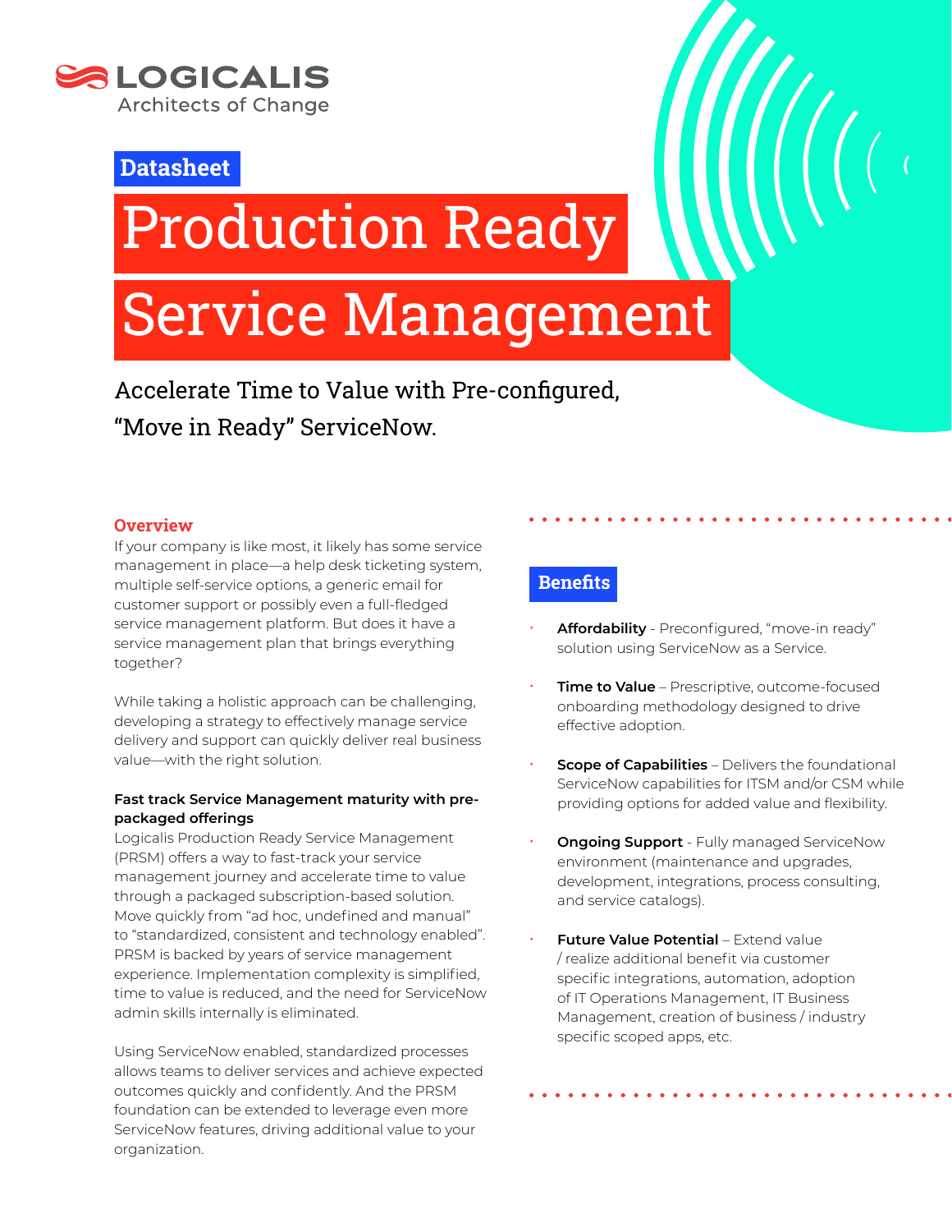LOGICALIS
Architects of Change

Datasheet

# Production Ready Service Management

Accelerate Time to Value with Pre-configured, “Move in Ready” ServiceNow.

## Overview

If your company is like most, it likely has some service management in place—a help desk ticketing system, multiple self-service options, a generic email for customer support or possibly even a full-fledged service management platform. But does it have a service management plan that brings everything together?

While taking a holistic approach can be challenging, developing a strategy to effectively manage service delivery and support can quickly deliver real business value—with the right solution.

### Fast track Service Management maturity with pre-packaged offerings

Logicalis Production Ready Service Management (PRSM) offers a way to fast-track your service management journey and accelerate time to value through a packaged subscription-based solution. Move quickly from “ad hoc, undefined and manual” to “standardized, consistent and technology enabled”. PRSM is backed by years of service management experience. Implementation complexity is simplified, time to value is reduced, and the need for ServiceNow admin skills internally is eliminated.

Using ServiceNow enabled, standardized processes allows teams to deliver services and achieve expected outcomes quickly and confidently. And the PRSM foundation can be extended to leverage even more ServiceNow features, driving additional value to your organization.

## Benefits

- **Affordability** - Preconfigured, “move-in ready” solution using ServiceNow as a Service.
- **Time to Value** – Prescriptive, outcome-focused onboarding methodology designed to drive effective adoption.
- **Scope of Capabilities** – Delivers the foundational ServiceNow capabilities for ITSM and/or CSM while providing options for added value and flexibility.
- **Ongoing Support** - Fully managed ServiceNow environment (maintenance and upgrades, development, integrations, process consulting, and service catalogs).
- **Future Value Potential** – Extend value / realize additional benefit via customer specific integrations, automation, adoption of IT Operations Management, IT Business Management, creation of business / industry specific scoped apps, etc.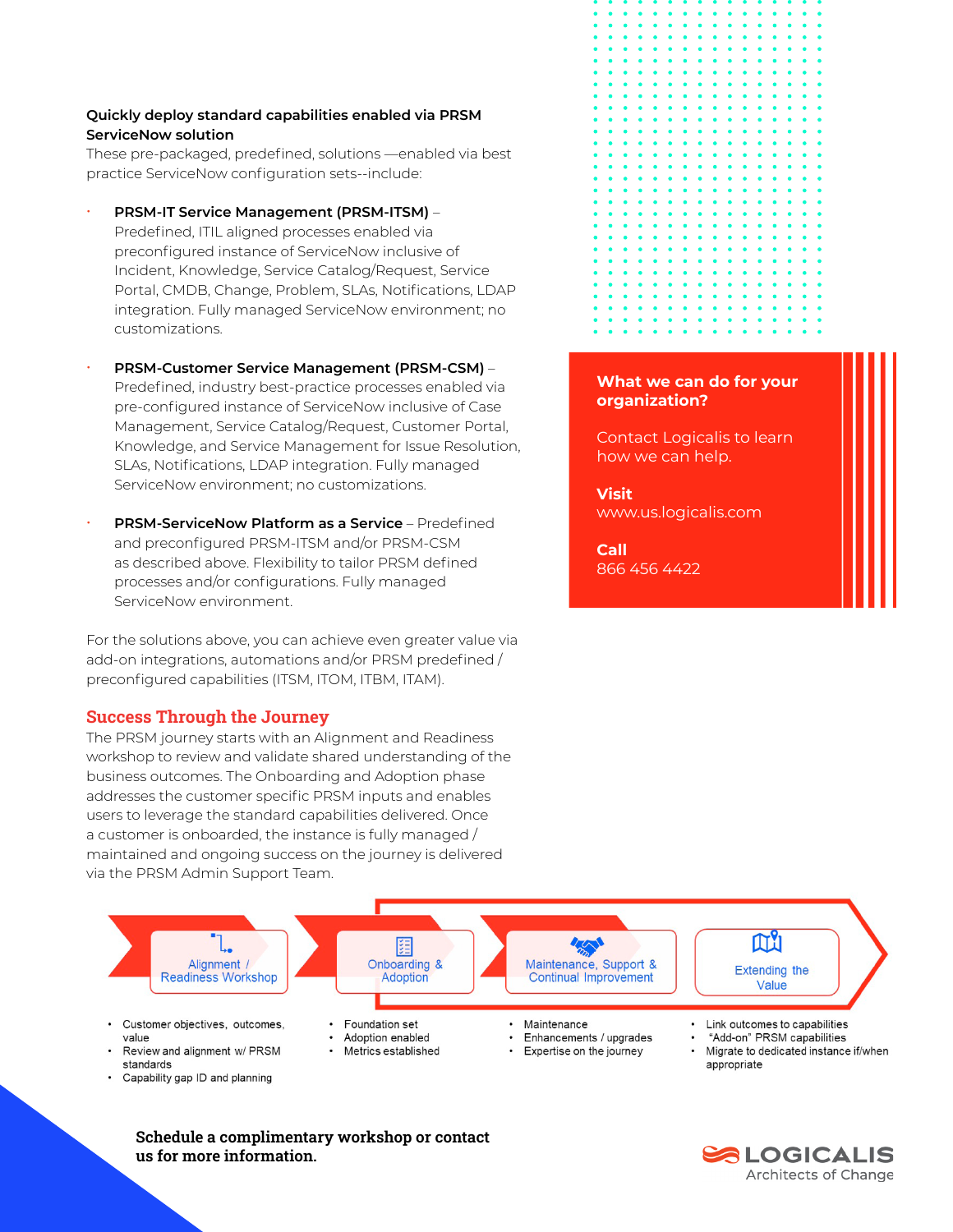**Quickly deploy standard capabilities enabled via PRSM ServiceNow solution**

These pre-packaged, predefined, solutions —enabled via best practice ServiceNow configuration sets--include:

- **PRSM-IT Service Management (PRSM-ITSM)** – Predefined, ITIL aligned processes enabled via preconfigured instance of ServiceNow inclusive of Incident, Knowledge, Service Catalog/Request, Service Portal, CMDB, Change, Problem, SLAs, Notifications, LDAP integration. Fully managed ServiceNow environment; no customizations.

- **PRSM-Customer Service Management (PRSM-CSM)** – Predefined, industry best-practice processes enabled via pre-configured instance of ServiceNow inclusive of Case Management, Service Catalog/Request, Customer Portal, Knowledge, and Service Management for Issue Resolution, SLAs, Notifications, LDAP integration. Fully managed ServiceNow environment; no customizations.

- **PRSM-ServiceNow Platform as a Service** – Predefined and preconfigured PRSM-ITSM and/or PRSM-CSM as described above. Flexibility to tailor PRSM defined processes and/or configurations. Fully managed ServiceNow environment.

For the solutions above, you can achieve even greater value via add-on integrations, automations and/or PRSM predefined / preconfigured capabilities (ITSM, ITOM, ITBM, ITAM).

## Success Through the Journey

The PRSM journey starts with an Alignment and Readiness workshop to review and validate shared understanding of the business outcomes. The Onboarding and Adoption phase addresses the customer specific PRSM inputs and enables users to leverage the standard capabilities delivered. Once a customer is onboarded, the instance is fully managed / maintained and ongoing success on the journey is delivered via the PRSM Admin Support Team.

**What we can do for your organization?**

Contact Logicalis to learn how we can help.

**Visit**
www.us.logicalis.com

**Call**
866 456 4422

Alignment / Readiness Workshop

- Customer objectives, outcomes, value
- Review and alignment w/ PRSM standards
- Capability gap ID and planning

Onboarding & Adoption

- Foundation set
- Adoption enabled
- Metrics established

Maintenance, Support & Continual Improvement

- Maintenance
- Enhancements / upgrades
- Expertise on the journey

Extending the Value

- Link outcomes to capabilities
- "Add-on" PRSM capabilities
- Migrate to dedicated instance if/when appropriate

**Schedule a complimentary workshop or contact us for more information.**

LOGICALIS
Architects of Change